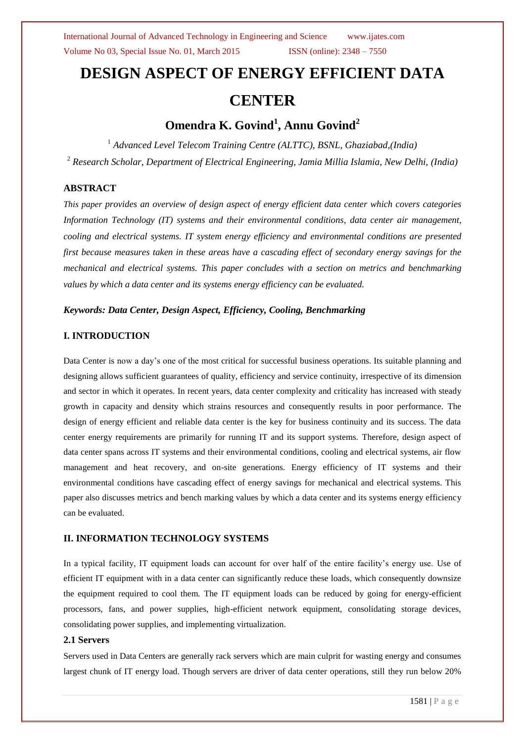# DESIGN ASPECT OF ENERGY EFFICIENT DATA CENTER

## Omendra K. Govind[1], Annu Govind[2]

[1] *Advanced Level Telecom Training Centre (ALTTC), BSNL, Ghaziabad,(India)*

[2] *Research Scholar, Department of Electrical Engineering, Jamia Millia Islamia, New Delhi, (India)*

### ABSTRACT

*This paper provides an overview of design aspect of energy efficient data center which covers categories Information Technology (IT) systems and their environmental conditions, data center air management, cooling and electrical systems. IT system energy efficiency and environmental conditions are presented first because measures taken in these areas have a cascading effect of secondary energy savings for the mechanical and electrical systems. This paper concludes with a section on metrics and benchmarking values by which a data center and its systems energy efficiency can be evaluated.*

***Keywords: Data Center, Design Aspect, Efficiency, Cooling, Benchmarking***

### I. INTRODUCTION

Data Center is now a day's one of the most critical for successful business operations. Its suitable planning and designing allows sufficient guarantees of quality, efficiency and service continuity, irrespective of its dimension and sector in which it operates. In recent years, data center complexity and criticality has increased with steady growth in capacity and density which strains resources and consequently results in poor performance. The design of energy efficient and reliable data center is the key for business continuity and its success. The data center energy requirements are primarily for running IT and its support systems. Therefore, design aspect of data center spans across IT systems and their environmental conditions, cooling and electrical systems, air flow management and heat recovery, and on-site generations. Energy efficiency of IT systems and their environmental conditions have cascading effect of energy savings for mechanical and electrical systems. This paper also discusses metrics and bench marking values by which a data center and its systems energy efficiency can be evaluated.

### II. INFORMATION TECHNOLOGY SYSTEMS

In a typical facility, IT equipment loads can account for over half of the entire facility's energy use. Use of efficient IT equipment with in a data center can significantly reduce these loads, which consequently downsize the equipment required to cool them. The IT equipment loads can be reduced by going for energy-efficient processors, fans, and power supplies, high-efficient network equipment, consolidating storage devices, consolidating power supplies, and implementing virtualization.

#### 2.1 Servers

Servers used in Data Centers are generally rack servers which are main culprit for wasting energy and consumes largest chunk of IT energy load. Though servers are driver of data center operations, still they run below 20%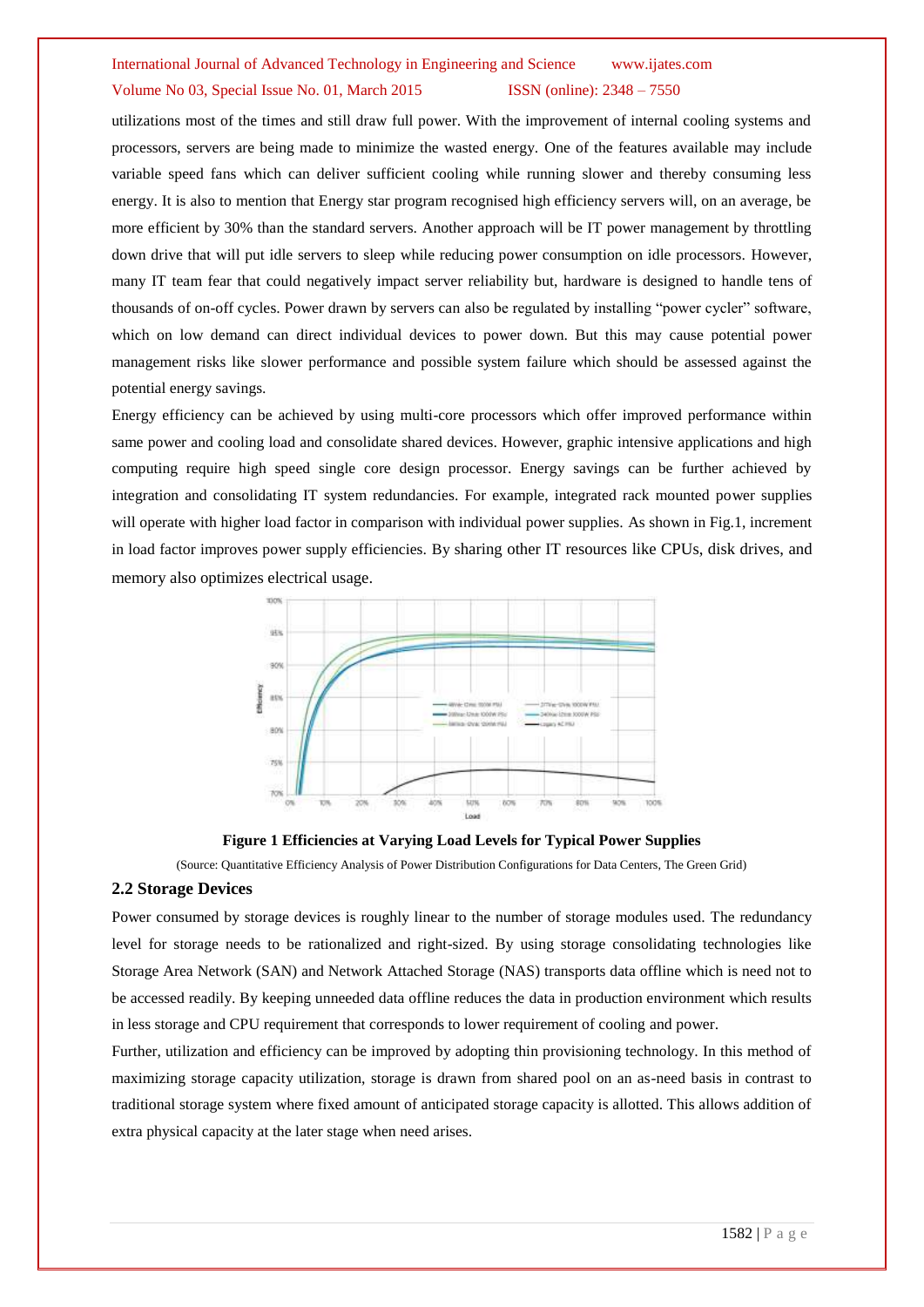utilizations most of the times and still draw full power. With the improvement of internal cooling systems and processors, servers are being made to minimize the wasted energy. One of the features available may include variable speed fans which can deliver sufficient cooling while running slower and thereby consuming less energy. It is also to mention that Energy star program recognised high efficiency servers will, on an average, be more efficient by 30% than the standard servers. Another approach will be IT power management by throttling down drive that will put idle servers to sleep while reducing power consumption on idle processors. However, many IT team fear that could negatively impact server reliability but, hardware is designed to handle tens of thousands of on-off cycles. Power drawn by servers can also be regulated by installing "power cycler" software, which on low demand can direct individual devices to power down. But this may cause potential power management risks like slower performance and possible system failure which should be assessed against the potential energy savings.

Energy efficiency can be achieved by using multi-core processors which offer improved performance within same power and cooling load and consolidate shared devices. However, graphic intensive applications and high computing require high speed single core design processor. Energy savings can be further achieved by integration and consolidating IT system redundancies. For example, integrated rack mounted power supplies will operate with higher load factor in comparison with individual power supplies. As shown in Fig.1, increment in load factor improves power supply efficiencies. By sharing other IT resources like CPUs, disk drives, and memory also optimizes electrical usage.

**Figure 1 Efficiencies at Varying Load Levels for Typical Power Supplies**

(Source: Quantitative Efficiency Analysis of Power Distribution Configurations for Data Centers, The Green Grid)

## 2.2 Storage Devices

Power consumed by storage devices is roughly linear to the number of storage modules used. The redundancy level for storage needs to be rationalized and right-sized. By using storage consolidating technologies like Storage Area Network (SAN) and Network Attached Storage (NAS) transports data offline which is need not to be accessed readily. By keeping unneeded data offline reduces the data in production environment which results in less storage and CPU requirement that corresponds to lower requirement of cooling and power.

Further, utilization and efficiency can be improved by adopting thin provisioning technology. In this method of maximizing storage capacity utilization, storage is drawn from shared pool on an as-need basis in contrast to traditional storage system where fixed amount of anticipated storage capacity is allotted. This allows addition of extra physical capacity at the later stage when need arises.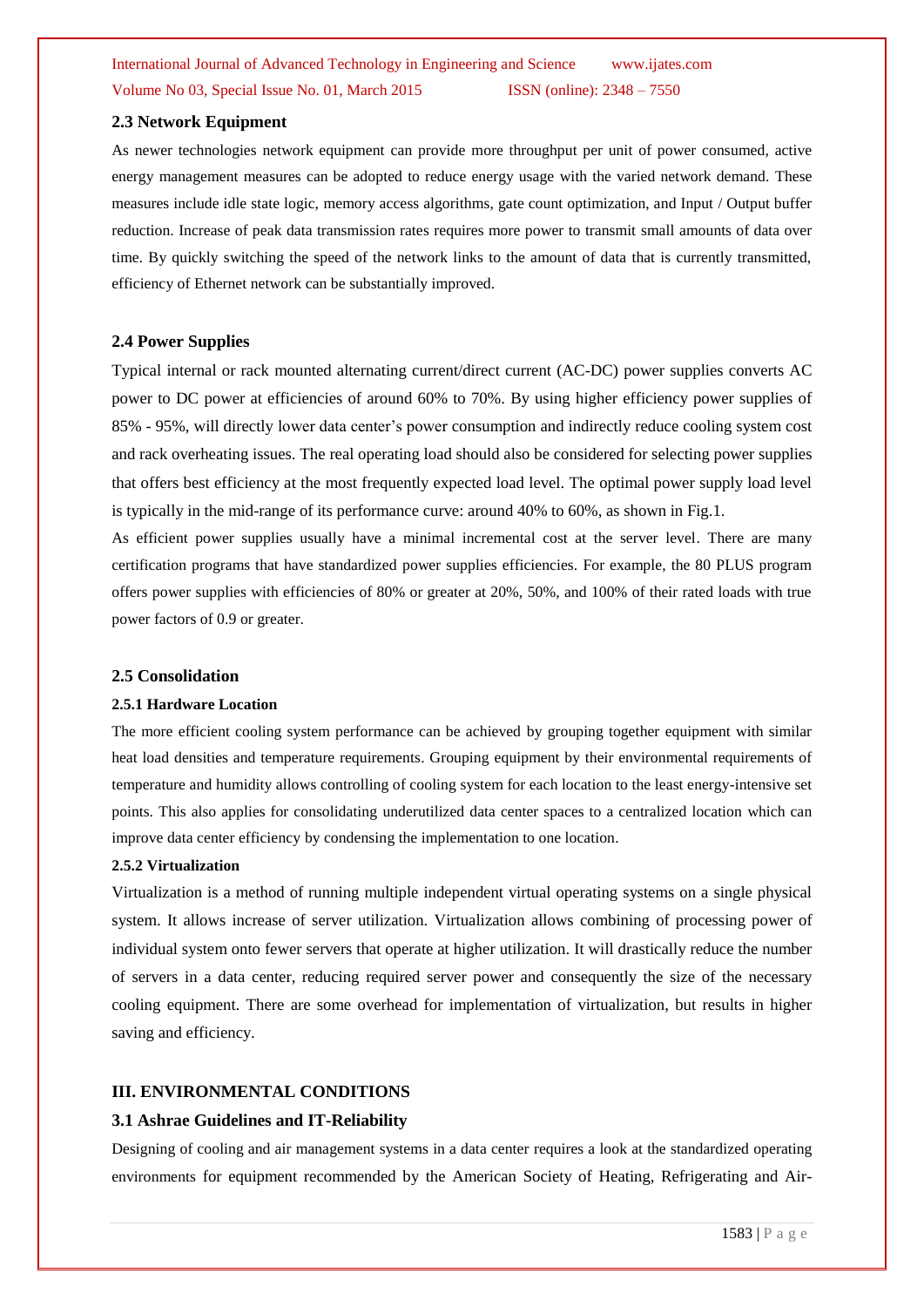### 2.3 Network Equipment

As newer technologies network equipment can provide more throughput per unit of power consumed, active energy management measures can be adopted to reduce energy usage with the varied network demand. These measures include idle state logic, memory access algorithms, gate count optimization, and Input / Output buffer reduction. Increase of peak data transmission rates requires more power to transmit small amounts of data over time. By quickly switching the speed of the network links to the amount of data that is currently transmitted, efficiency of Ethernet network can be substantially improved.

### 2.4 Power Supplies

Typical internal or rack mounted alternating current/direct current (AC-DC) power supplies converts AC power to DC power at efficiencies of around 60% to 70%. By using higher efficiency power supplies of 85% - 95%, will directly lower data center's power consumption and indirectly reduce cooling system cost and rack overheating issues. The real operating load should also be considered for selecting power supplies that offers best efficiency at the most frequently expected load level. The optimal power supply load level is typically in the mid-range of its performance curve: around 40% to 60%, as shown in Fig.1.

As efficient power supplies usually have a minimal incremental cost at the server level. There are many certification programs that have standardized power supplies efficiencies. For example, the 80 PLUS program offers power supplies with efficiencies of 80% or greater at 20%, 50%, and 100% of their rated loads with true power factors of 0.9 or greater.

### 2.5 Consolidation

#### 2.5.1 Hardware Location

The more efficient cooling system performance can be achieved by grouping together equipment with similar heat load densities and temperature requirements. Grouping equipment by their environmental requirements of temperature and humidity allows controlling of cooling system for each location to the least energy-intensive set points. This also applies for consolidating underutilized data center spaces to a centralized location which can improve data center efficiency by condensing the implementation to one location.

#### 2.5.2 Virtualization

Virtualization is a method of running multiple independent virtual operating systems on a single physical system. It allows increase of server utilization. Virtualization allows combining of processing power of individual system onto fewer servers that operate at higher utilization. It will drastically reduce the number of servers in a data center, reducing required server power and consequently the size of the necessary cooling equipment. There are some overhead for implementation of virtualization, but results in higher saving and efficiency.

## III. ENVIRONMENTAL CONDITIONS

### 3.1 Ashrae Guidelines and IT-Reliability

Designing of cooling and air management systems in a data center requires a look at the standardized operating environments for equipment recommended by the American Society of Heating, Refrigerating and Air-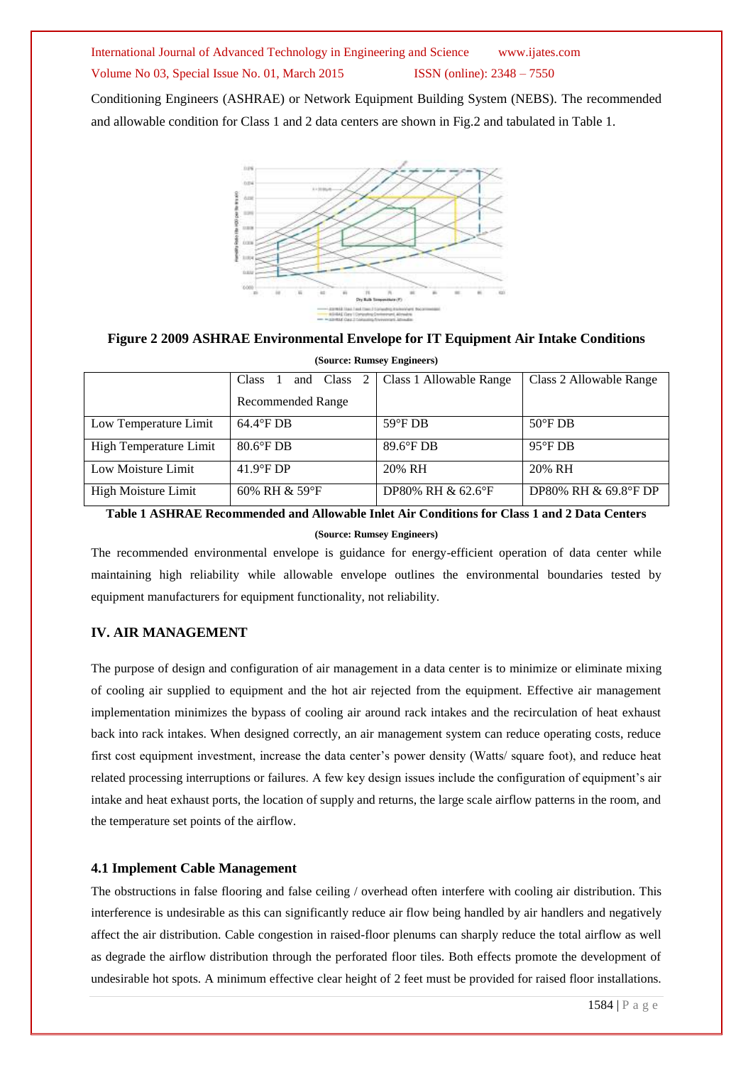Conditioning Engineers (ASHRAE) or Network Equipment Building System (NEBS). The recommended and allowable condition for Class 1 and 2 data centers are shown in Fig.2 and tabulated in Table 1.

**Figure 2 2009 ASHRAE Environmental Envelope for IT Equipment Air Intake Conditions**

**(Source: Rumsey Engineers)**

| | Class 1 and Class 2 Recommended Range | Class 1 Allowable Range | Class 2 Allowable Range |
|---|---|---|---|
| Low Temperature Limit | 64.4°F DB | 59°F DB | 50°F DB |
| High Temperature Limit | 80.6°F DB | 89.6°F DB | 95°F DB |
| Low Moisture Limit | 41.9°F DP | 20% RH | 20% RH |
| High Moisture Limit | 60% RH & 59°F | DP80% RH & 62.6°F | DP80% RH & 69.8°F DP |

**Table 1 ASHRAE Recommended and Allowable Inlet Air Conditions for Class 1 and 2 Data Centers**

**(Source: Rumsey Engineers)**

The recommended environmental envelope is guidance for energy-efficient operation of data center while maintaining high reliability while allowable envelope outlines the environmental boundaries tested by equipment manufacturers for equipment functionality, not reliability.

## IV. AIR MANAGEMENT

The purpose of design and configuration of air management in a data center is to minimize or eliminate mixing of cooling air supplied to equipment and the hot air rejected from the equipment. Effective air management implementation minimizes the bypass of cooling air around rack intakes and the recirculation of heat exhaust back into rack intakes. When designed correctly, an air management system can reduce operating costs, reduce first cost equipment investment, increase the data center's power density (Watts/ square foot), and reduce heat related processing interruptions or failures. A few key design issues include the configuration of equipment's air intake and heat exhaust ports, the location of supply and returns, the large scale airflow patterns in the room, and the temperature set points of the airflow.

### 4.1 Implement Cable Management

The obstructions in false flooring and false ceiling / overhead often interfere with cooling air distribution. This interference is undesirable as this can significantly reduce air flow being handled by air handlers and negatively affect the air distribution. Cable congestion in raised-floor plenums can sharply reduce the total airflow as well as degrade the airflow distribution through the perforated floor tiles. Both effects promote the development of undesirable hot spots. A minimum effective clear height of 2 feet must be provided for raised floor installations.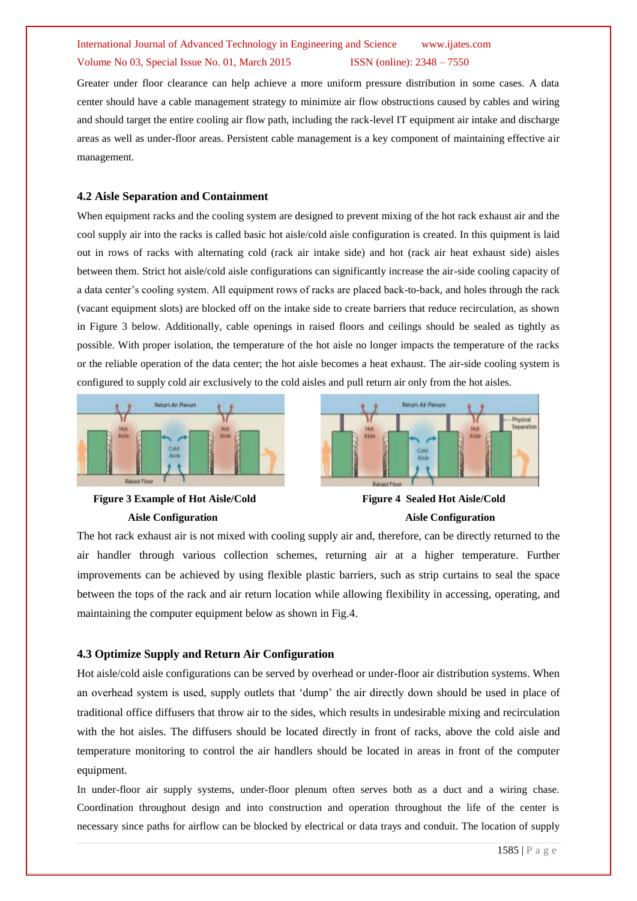Greater under floor clearance can help achieve a more uniform pressure distribution in some cases. A data center should have a cable management strategy to minimize air flow obstructions caused by cables and wiring and should target the entire cooling air flow path, including the rack-level IT equipment air intake and discharge areas as well as under-floor areas. Persistent cable management is a key component of maintaining effective air management.

### 4.2 Aisle Separation and Containment

When equipment racks and the cooling system are designed to prevent mixing of the hot rack exhaust air and the cool supply air into the racks is called basic hot aisle/cold aisle configuration is created. In this quipment is laid out in rows of racks with alternating cold (rack air intake side) and hot (rack air heat exhaust side) aisles between them. Strict hot aisle/cold aisle configurations can significantly increase the air-side cooling capacity of a data center's cooling system. All equipment rows of racks are placed back-to-back, and holes through the rack (vacant equipment slots) are blocked off on the intake side to create barriers that reduce recirculation, as shown in Figure 3 below. Additionally, cable openings in raised floors and ceilings should be sealed as tightly as possible. With proper isolation, the temperature of the hot aisle no longer impacts the temperature of the racks or the reliable operation of the data center; the hot aisle becomes a heat exhaust. The air-side cooling system is configured to supply cold air exclusively to the cold aisles and pull return air only from the hot aisles.

**Figure 3 Example of Hot Aisle/Cold Aisle Configuration**

**Figure 4 Sealed Hot Aisle/Cold Aisle Configuration**

The hot rack exhaust air is not mixed with cooling supply air and, therefore, can be directly returned to the air handler through various collection schemes, returning air at a higher temperature. Further improvements can be achieved by using flexible plastic barriers, such as strip curtains to seal the space between the tops of the rack and air return location while allowing flexibility in accessing, operating, and maintaining the computer equipment below as shown in Fig.4.

### 4.3 Optimize Supply and Return Air Configuration

Hot aisle/cold aisle configurations can be served by overhead or under-floor air distribution systems. When an overhead system is used, supply outlets that 'dump' the air directly down should be used in place of traditional office diffusers that throw air to the sides, which results in undesirable mixing and recirculation with the hot aisles. The diffusers should be located directly in front of racks, above the cold aisle and temperature monitoring to control the air handlers should be located in areas in front of the computer equipment.

In under-floor air supply systems, under-floor plenum often serves both as a duct and a wiring chase. Coordination throughout design and into construction and operation throughout the life of the center is necessary since paths for airflow can be blocked by electrical or data trays and conduit. The location of supply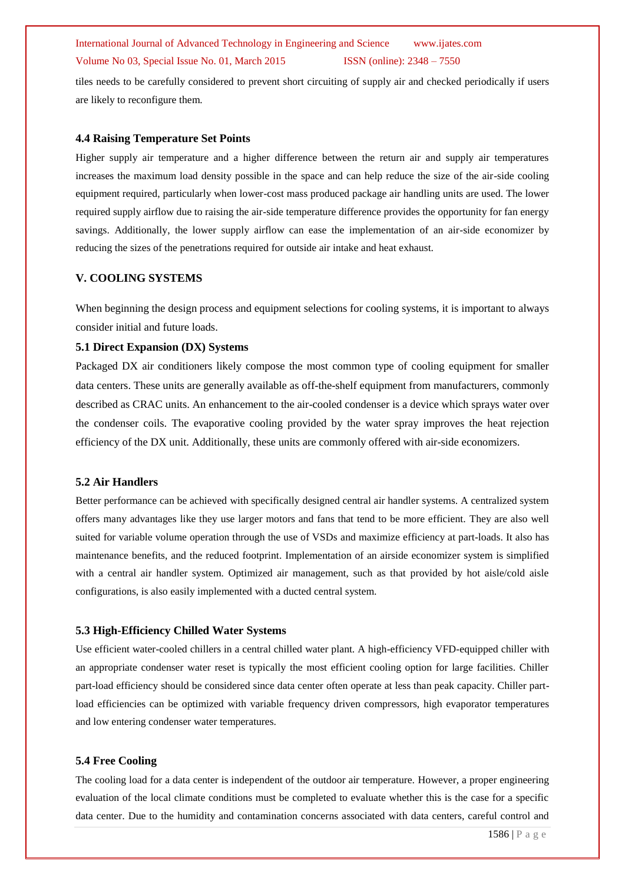tiles needs to be carefully considered to prevent short circuiting of supply air and checked periodically if users are likely to reconfigure them.

### 4.4 Raising Temperature Set Points

Higher supply air temperature and a higher difference between the return air and supply air temperatures increases the maximum load density possible in the space and can help reduce the size of the air-side cooling equipment required, particularly when lower-cost mass produced package air handling units are used. The lower required supply airflow due to raising the air-side temperature difference provides the opportunity for fan energy savings. Additionally, the lower supply airflow can ease the implementation of an air-side economizer by reducing the sizes of the penetrations required for outside air intake and heat exhaust.

## V. COOLING SYSTEMS

When beginning the design process and equipment selections for cooling systems, it is important to always consider initial and future loads.

### 5.1 Direct Expansion (DX) Systems

Packaged DX air conditioners likely compose the most common type of cooling equipment for smaller data centers. These units are generally available as off-the-shelf equipment from manufacturers, commonly described as CRAC units. An enhancement to the air-cooled condenser is a device which sprays water over the condenser coils. The evaporative cooling provided by the water spray improves the heat rejection efficiency of the DX unit. Additionally, these units are commonly offered with air-side economizers.

### 5.2 Air Handlers

Better performance can be achieved with specifically designed central air handler systems. A centralized system offers many advantages like they use larger motors and fans that tend to be more efficient. They are also well suited for variable volume operation through the use of VSDs and maximize efficiency at part-loads. It also has maintenance benefits, and the reduced footprint. Implementation of an airside economizer system is simplified with a central air handler system. Optimized air management, such as that provided by hot aisle/cold aisle configurations, is also easily implemented with a ducted central system.

### 5.3 High-Efficiency Chilled Water Systems

Use efficient water-cooled chillers in a central chilled water plant. A high-efficiency VFD-equipped chiller with an appropriate condenser water reset is typically the most efficient cooling option for large facilities. Chiller part-load efficiency should be considered since data center often operate at less than peak capacity. Chiller part-load efficiencies can be optimized with variable frequency driven compressors, high evaporator temperatures and low entering condenser water temperatures.

### 5.4 Free Cooling

The cooling load for a data center is independent of the outdoor air temperature. However, a proper engineering evaluation of the local climate conditions must be completed to evaluate whether this is the case for a specific data center. Due to the humidity and contamination concerns associated with data centers, careful control and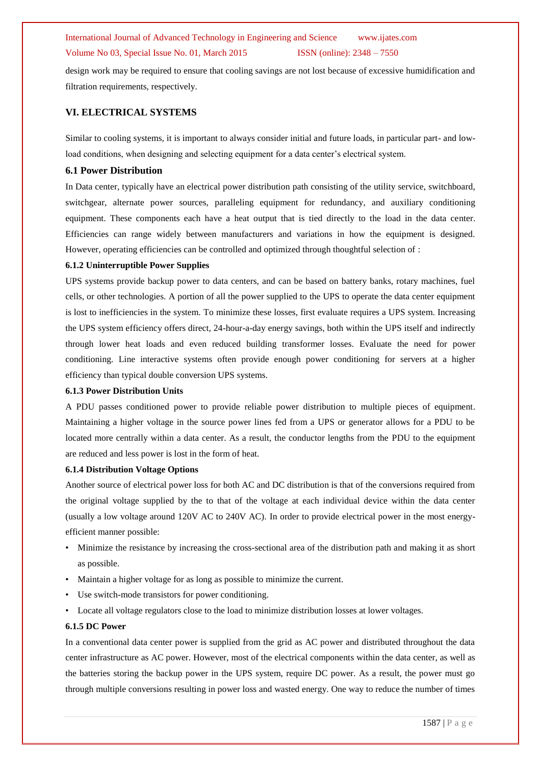design work may be required to ensure that cooling savings are not lost because of excessive humidification and filtration requirements, respectively.

## VI. ELECTRICAL SYSTEMS

Similar to cooling systems, it is important to always consider initial and future loads, in particular part- and low-load conditions, when designing and selecting equipment for a data center's electrical system.

### 6.1 Power Distribution

In Data center, typically have an electrical power distribution path consisting of the utility service, switchboard, switchgear, alternate power sources, paralleling equipment for redundancy, and auxiliary conditioning equipment. These components each have a heat output that is tied directly to the load in the data center. Efficiencies can range widely between manufacturers and variations in how the equipment is designed. However, operating efficiencies can be controlled and optimized through thoughtful selection of :

#### 6.1.2 Uninterruptible Power Supplies

UPS systems provide backup power to data centers, and can be based on battery banks, rotary machines, fuel cells, or other technologies. A portion of all the power supplied to the UPS to operate the data center equipment is lost to inefficiencies in the system. To minimize these losses, first evaluate requires a UPS system. Increasing the UPS system efficiency offers direct, 24-hour-a-day energy savings, both within the UPS itself and indirectly through lower heat loads and even reduced building transformer losses. Evaluate the need for power conditioning. Line interactive systems often provide enough power conditioning for servers at a higher efficiency than typical double conversion UPS systems.

#### 6.1.3 Power Distribution Units

A PDU passes conditioned power to provide reliable power distribution to multiple pieces of equipment. Maintaining a higher voltage in the source power lines fed from a UPS or generator allows for a PDU to be located more centrally within a data center. As a result, the conductor lengths from the PDU to the equipment are reduced and less power is lost in the form of heat.

#### 6.1.4 Distribution Voltage Options

Another source of electrical power loss for both AC and DC distribution is that of the conversions required from the original voltage supplied by the the to that of the voltage at each individual device within the data center (usually a low voltage around 120V AC to 240V AC). In order to provide electrical power in the most energy-efficient manner possible:

- Minimize the resistance by increasing the cross-sectional area of the distribution path and making it as short as possible.
- Maintain a higher voltage for as long as possible to minimize the current.
- Use switch-mode transistors for power conditioning.
- Locate all voltage regulators close to the load to minimize distribution losses at lower voltages.

#### 6.1.5 DC Power

In a conventional data center power is supplied from the grid as AC power and distributed throughout the data center infrastructure as AC power. However, most of the electrical components within the data center, as well as the batteries storing the backup power in the UPS system, require DC power. As a result, the power must go through multiple conversions resulting in power loss and wasted energy. One way to reduce the number of times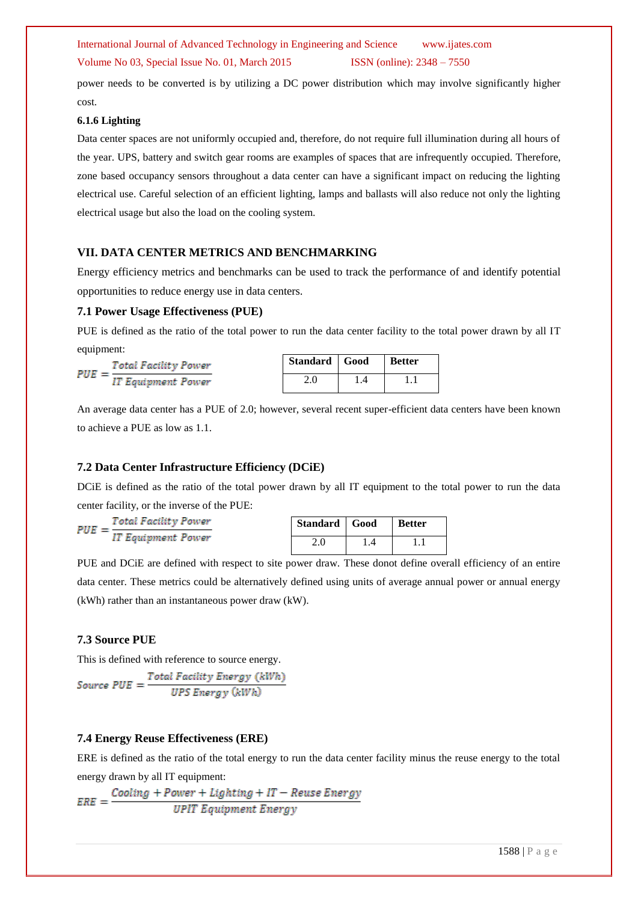power needs to be converted is by utilizing a DC power distribution which may involve significantly higher cost.

**6.1.6 Lighting**

Data center spaces are not uniformly occupied and, therefore, do not require full illumination during all hours of the year. UPS, battery and switch gear rooms are examples of spaces that are infrequently occupied. Therefore, zone based occupancy sensors throughout a data center can have a significant impact on reducing the lighting electrical use. Careful selection of an efficient lighting, lamps and ballasts will also reduce not only the lighting electrical usage but also the load on the cooling system.

## VII. DATA CENTER METRICS AND BENCHMARKING

Energy efficiency metrics and benchmarks can be used to track the performance of and identify potential opportunities to reduce energy use in data centers.

### 7.1 Power Usage Effectiveness (PUE)

PUE is defined as the ratio of the total power to run the data center facility to the total power drawn by all IT equipment:

$$PUE = \frac{Total\ Facility\ Power}{IT\ Equipment\ Power}$$

| Standard | Good | Better |
|---|---|---|
| 2.0 | 1.4 | 1.1 |

An average data center has a PUE of 2.0; however, several recent super-efficient data centers have been known to achieve a PUE as low as 1.1.

### 7.2 Data Center Infrastructure Efficiency (DCiE)

DCiE is defined as the ratio of the total power drawn by all IT equipment to the total power to run the data center facility, or the inverse of the PUE:

$$PUE = \frac{Total\ Facility\ Power}{IT\ Equipment\ Power}$$

| Standard | Good | Better |
|---|---|---|
| 2.0 | 1.4 | 1.1 |

PUE and DCiE are defined with respect to site power draw. These donot define overall efficiency of an entire data center. These metrics could be alternatively defined using units of average annual power or annual energy (kWh) rather than an instantaneous power draw (kW).

### 7.3 Source PUE

This is defined with reference to source energy.

$$Source\ PUE = \frac{Total\ Facility\ Energy\ (kWh)}{UPS\ Energy\ (kWh)}$$

### 7.4 Energy Reuse Effectiveness (ERE)

ERE is defined as the ratio of the total energy to run the data center facility minus the reuse energy to the total energy drawn by all IT equipment:

$$ERE = \frac{Cooling + Power + Lighting + IT - Reuse\ Energy}{UPIT\ Equipment\ Energy}$$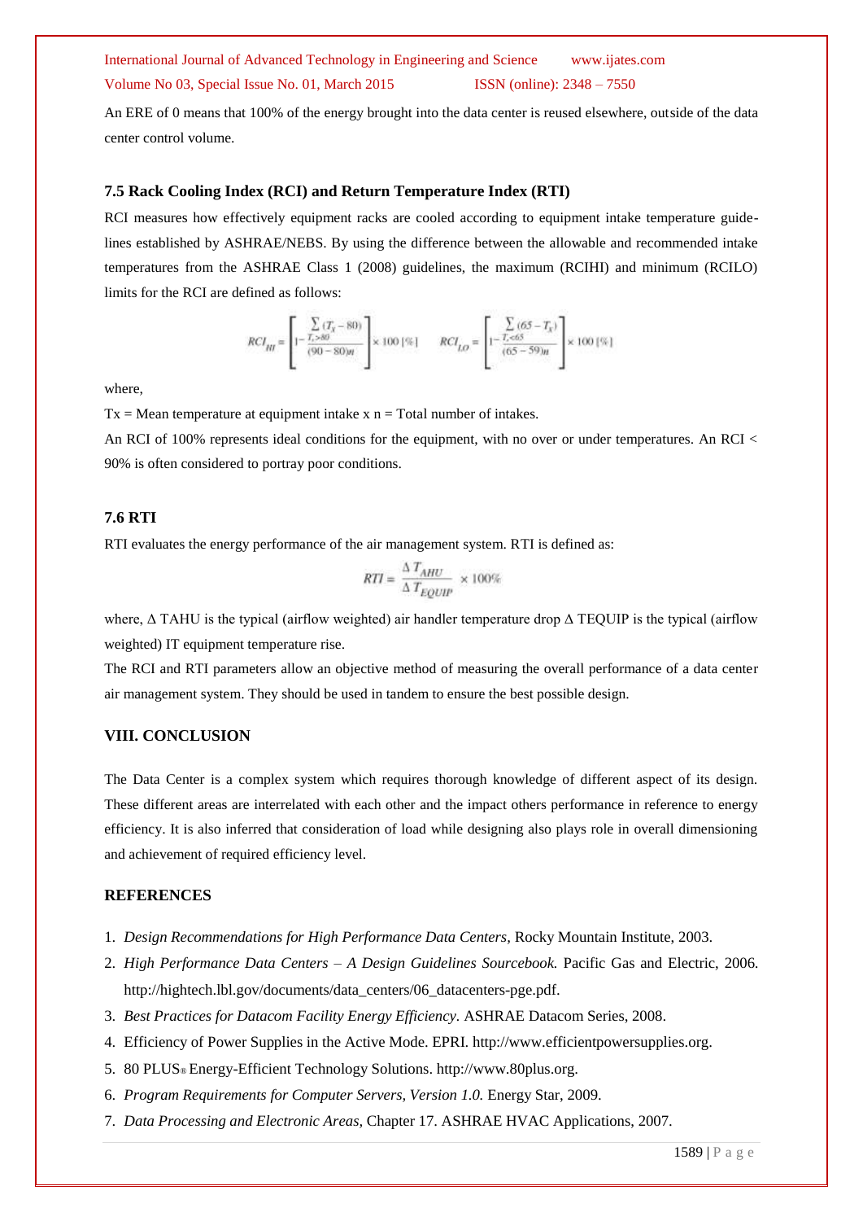An ERE of 0 means that 100% of the energy brought into the data center is reused elsewhere, outside of the data center control volume.

### 7.5 Rack Cooling Index (RCI) and Return Temperature Index (RTI)

RCI measures how effectively equipment racks are cooled according to equipment intake temperature guidelines established by ASHRAE/NEBS. By using the difference between the allowable and recommended intake temperatures from the ASHRAE Class 1 (2008) guidelines, the maximum (RCIHI) and minimum (RCILO) limits for the RCI are defined as follows:

$$RCI_{HI} = \left[1 - \frac{\sum_{T_x > 80} (T_x - 80)}{(90 - 80)n}\right] \times 100\ [\%] \qquad RCI_{LO} = \left[1 - \frac{\sum_{T_x < 65} (65 - T_x)}{(65 - 59)n}\right] \times 100\ [\%]$$

where,

Tx = Mean temperature at equipment intake x n = Total number of intakes.

An RCI of 100% represents ideal conditions for the equipment, with no over or under temperatures. An RCI < 90% is often considered to portray poor conditions.

### 7.6 RTI

RTI evaluates the energy performance of the air management system. RTI is defined as:

$$RTI = \frac{\Delta T_{AHU}}{\Delta T_{EQUIP}} \times 100\%$$

where, Δ TAHU is the typical (airflow weighted) air handler temperature drop Δ TEQUIP is the typical (airflow weighted) IT equipment temperature rise.

The RCI and RTI parameters allow an objective method of measuring the overall performance of a data center air management system. They should be used in tandem to ensure the best possible design.

## VIII. CONCLUSION

The Data Center is a complex system which requires thorough knowledge of different aspect of its design. These different areas are interrelated with each other and the impact others performance in reference to energy efficiency. It is also inferred that consideration of load while designing also plays role in overall dimensioning and achievement of required efficiency level.

## REFERENCES

1. *Design Recommendations for High Performance Data Centers,* Rocky Mountain Institute, 2003.
2. *High Performance Data Centers – A Design Guidelines Sourcebook.* Pacific Gas and Electric, 2006. http://hightech.lbl.gov/documents/data_centers/06_datacenters-pge.pdf.
3. *Best Practices for Datacom Facility Energy Efficiency.* ASHRAE Datacom Series, 2008.
4. Efficiency of Power Supplies in the Active Mode. EPRI. http://www.efficientpowersupplies.org.
5. 80 PLUS® Energy-Efficient Technology Solutions. http://www.80plus.org.
6. *Program Requirements for Computer Servers, Version 1.0.* Energy Star, 2009.
7. *Data Processing and Electronic Areas,* Chapter 17. ASHRAE HVAC Applications, 2007.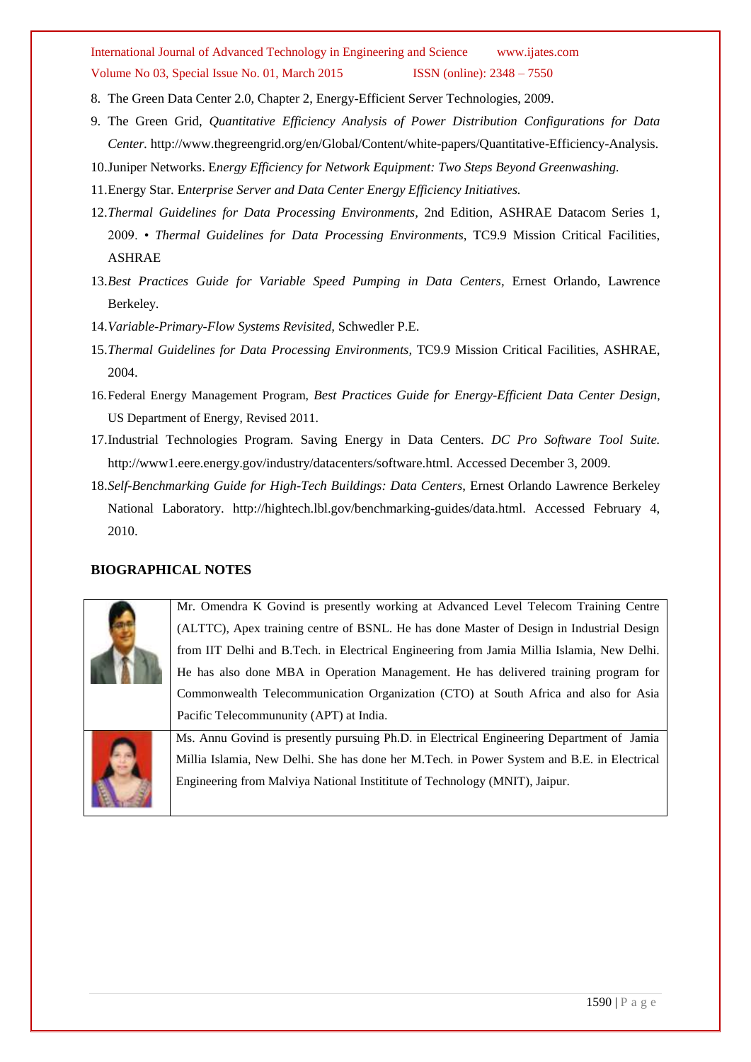8. The Green Data Center 2.0, Chapter 2, Energy-Efficient Server Technologies, 2009.
9. The Green Grid, *Quantitative Efficiency Analysis of Power Distribution Configurations for Data Center.* http://www.thegreengrid.org/en/Global/Content/white-papers/Quantitative-Efficiency-Analysis.
10. Juniper Networks. E*nergy Efficiency for Network Equipment: Two Steps Beyond Greenwashing.*
11. Energy Star. E*nterprise Server and Data Center Energy Efficiency Initiatives.*
12. *Thermal Guidelines for Data Processing Environments,* 2nd Edition, ASHRAE Datacom Series 1, 2009. • *Thermal Guidelines for Data Processing Environments*, TC9.9 Mission Critical Facilities, ASHRAE
13. *Best Practices Guide for Variable Speed Pumping in Data Centers,* Ernest Orlando, Lawrence Berkeley.
14. *Variable-Primary-Flow Systems Revisited,* Schwedler P.E.
15. *Thermal Guidelines for Data Processing Environments,* TC9.9 Mission Critical Facilities, ASHRAE, 2004.
16. Federal Energy Management Program, *Best Practices Guide for Energy-Efficient Data Center Design*, US Department of Energy, Revised 2011.
17. Industrial Technologies Program. Saving Energy in Data Centers. *DC Pro Software Tool Suite.* http://www1.eere.energy.gov/industry/datacenters/software.html. Accessed December 3, 2009.
18. *Self-Benchmarking Guide for High-Tech Buildings: Data Centers*, Ernest Orlando Lawrence Berkeley National Laboratory. http://hightech.lbl.gov/benchmarking-guides/data.html. Accessed February 4, 2010.

## BIOGRAPHICAL NOTES

| | |
|---|---|
| | Mr. Omendra K Govind is presently working at Advanced Level Telecom Training Centre (ALTTC), Apex training centre of BSNL. He has done Master of Design in Industrial Design from IIT Delhi and B.Tech. in Electrical Engineering from Jamia Millia Islamia, New Delhi. He has also done MBA in Operation Management. He has delivered training program for Commonwealth Telecommunication Organization (CTO) at South Africa and also for Asia Pacific Telecommununity (APT) at India. |
| | Ms. Annu Govind is presently pursuing Ph.D. in Electrical Engineering Department of Jamia Millia Islamia, New Delhi. She has done her M.Tech. in Power System and B.E. in Electrical Engineering from Malviya National Instititute of Technology (MNIT), Jaipur. |